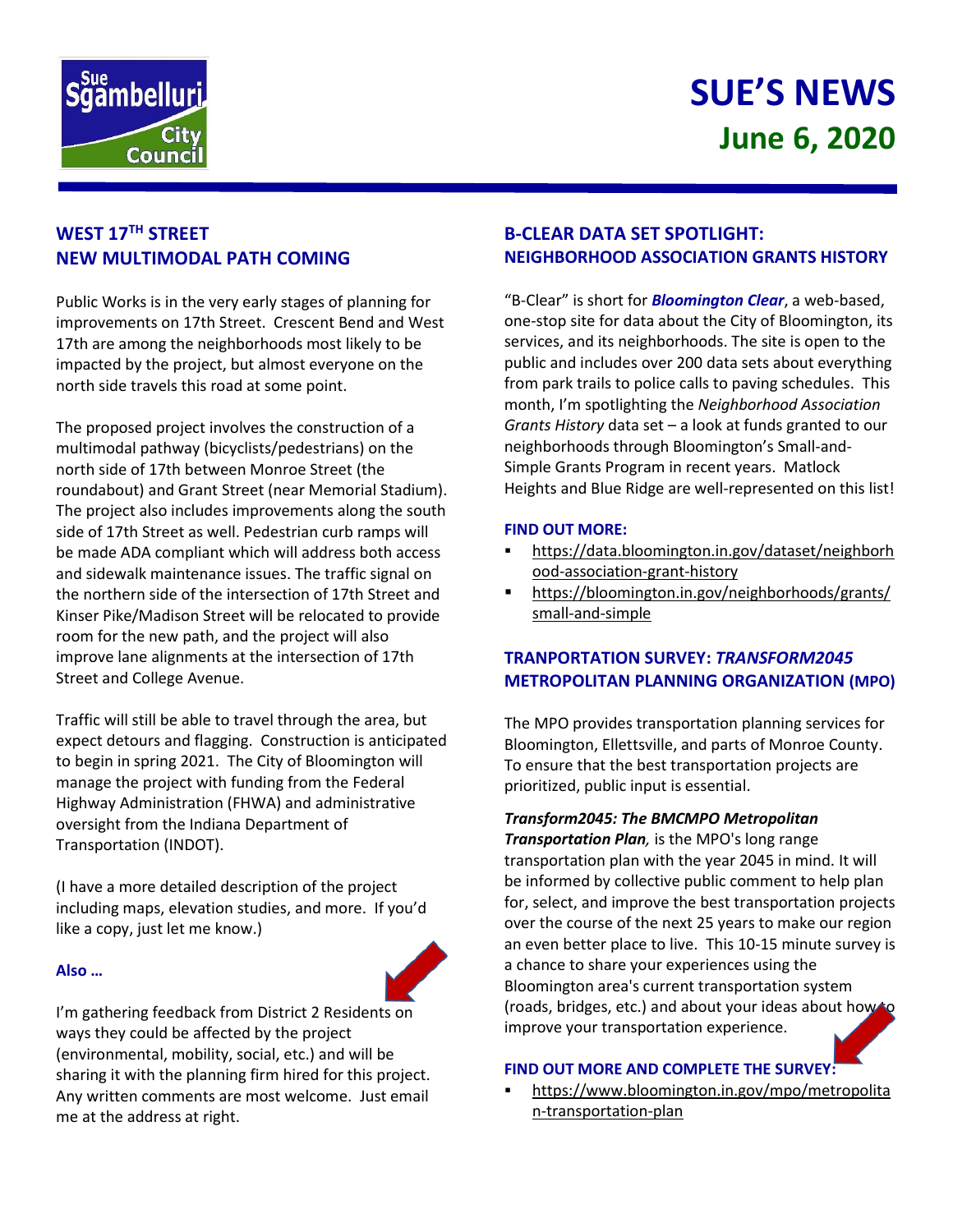Sue Sgambelluri City Council

# SUE'S NEWS

**June 6, 2020**

## WEST 17TH STREET NEW MULTIMODAL PATH COMING

Public Works is in the very early stages of planning for improvements on 17th Street. Crescent Bend and West 17th are among the neighborhoods most likely to be impacted by the project, but almost everyone on the north side travels this road at some point.

The proposed project involves the construction of a multimodal pathway (bicyclists/pedestrians) on the north side of 17th between Monroe Street (the roundabout) and Grant Street (near Memorial Stadium). The project also includes improvements along the south side of 17th Street as well. Pedestrian curb ramps will be made ADA compliant which will address both access and sidewalk maintenance issues. The traffic signal on the northern side of the intersection of 17th Street and Kinser Pike/Madison Street will be relocated to provide room for the new path, and the project will also improve lane alignments at the intersection of 17th Street and College Avenue.

Traffic will still be able to travel through the area, but expect detours and flagging. Construction is anticipated to begin in spring 2021. The City of Bloomington will manage the project with funding from the Federal Highway Administration (FHWA) and administrative oversight from the Indiana Department of Transportation (INDOT).

(I have a more detailed description of the project including maps, elevation studies, and more. If you'd like a copy, just let me know.)

**Also …**

I'm gathering feedback from District 2 Residents on ways they could be affected by the project (environmental, mobility, social, etc.) and will be sharing it with the planning firm hired for this project. Any written comments are most welcome. Just email me at the address at right.

## B-CLEAR DATA SET SPOTLIGHT: NEIGHBORHOOD ASSOCIATION GRANTS HISTORY

"B-Clear" is short for ***Bloomington Clear***, a web-based, one-stop site for data about the City of Bloomington, its services, and its neighborhoods. The site is open to the public and includes over 200 data sets about everything from park trails to police calls to paving schedules. This month, I'm spotlighting the *Neighborhood Association Grants History* data set – a look at funds granted to our neighborhoods through Bloomington's Small-and-Simple Grants Program in recent years. Matlock Heights and Blue Ridge are well-represented on this list!

**FIND OUT MORE:**

- https://data.bloomington.in.gov/dataset/neighborhood-association-grant-history
- https://bloomington.in.gov/neighborhoods/grants/small-and-simple

## TRANPORTATION SURVEY: *TRANSFORM2045* METROPOLITAN PLANNING ORGANIZATION (MPO)

The MPO provides transportation planning services for Bloomington, Ellettsville, and parts of Monroe County. To ensure that the best transportation projects are prioritized, public input is essential.

***Transform2045: The BMCMPO Metropolitan Transportation Plan,*** is the MPO's long range transportation plan with the year 2045 in mind. It will be informed by collective public comment to help plan for, select, and improve the best transportation projects over the course of the next 25 years to make our region an even better place to live. This 10-15 minute survey is a chance to share your experiences using the Bloomington area's current transportation system (roads, bridges, etc.) and about your ideas about how to improve your transportation experience.

**FIND OUT MORE AND COMPLETE THE SURVEY:**

- https://www.bloomington.in.gov/mpo/metropolitan-transportation-plan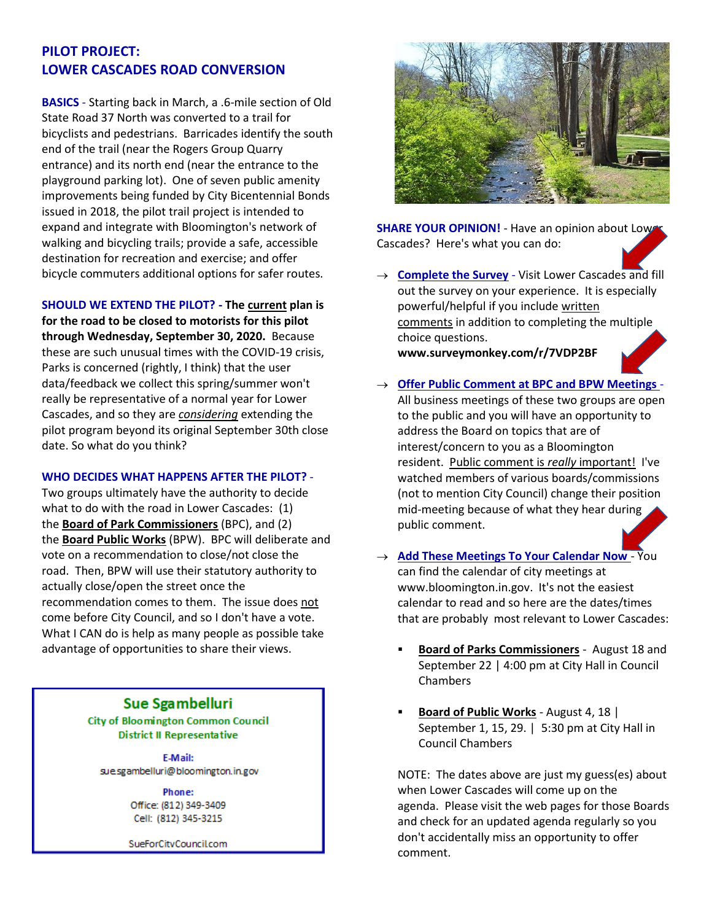## PILOT PROJECT: LOWER CASCADES ROAD CONVERSION

**BASICS** - Starting back in March, a .6-mile section of Old State Road 37 North was converted to a trail for bicyclists and pedestrians. Barricades identify the south end of the trail (near the Rogers Group Quarry entrance) and its north end (near the entrance to the playground parking lot). One of seven public amenity improvements being funded by City Bicentennial Bonds issued in 2018, the pilot trail project is intended to expand and integrate with Bloomington's network of walking and bicycling trails; provide a safe, accessible destination for recreation and exercise; and offer bicycle commuters additional options for safer routes.

**SHOULD WE EXTEND THE PILOT?** - **The current plan is for the road to be closed to motorists for this pilot through Wednesday, September 30, 2020.** Because these are such unusual times with the COVID-19 crisis, Parks is concerned (rightly, I think) that the user data/feedback we collect this spring/summer won't really be representative of a normal year for Lower Cascades, and so they are *considering* extending the pilot program beyond its original September 30th close date. So what do you think?

**WHO DECIDES WHAT HAPPENS AFTER THE PILOT?** - Two groups ultimately have the authority to decide what to do with the road in Lower Cascades: (1) the **Board of Park Commissioners** (BPC), and (2) the **Board Public Works** (BPW). BPC will deliberate and vote on a recommendation to close/not close the road. Then, BPW will use their statutory authority to actually close/open the street once the recommendation comes to them. The issue does not come before City Council, and so I don't have a vote. What I CAN do is help as many people as possible take advantage of opportunities to share their views.

**Sue Sgambelluri**
City of Bloomington Common Council
District II Representative

**E-Mail:**
suesgambelluri@bloomington.in.gov

**Phone:**
Office: (812) 349-3409
Cell: (812) 345-3215

SueForCityCouncil.com

**SHARE YOUR OPINION!** - Have an opinion about Lower Cascades? Here's what you can do:

- → **Complete the Survey** - Visit Lower Cascades and fill out the survey on your experience. It is especially powerful/helpful if you include written comments in addition to completing the multiple choice questions.
  **www.surveymonkey.com/r/7VDP2BF**

- → **Offer Public Comment at BPC and BPW Meetings** - All business meetings of these two groups are open to the public and you will have an opportunity to address the Board on topics that are of interest/concern to you as a Bloomington resident. Public comment is *really* important! I've watched members of various boards/commissions (not to mention City Council) change their position mid-meeting because of what they hear during public comment.

- → **Add These Meetings To Your Calendar Now** - You can find the calendar of city meetings at www.bloomington.in.gov. It's not the easiest calendar to read and so here are the dates/times that are probably most relevant to Lower Cascades:

  - **Board of Parks Commissioners** - August 18 and September 22 | 4:00 pm at City Hall in Council Chambers

  - **Board of Public Works** - August 4, 18 | September 1, 15, 29. | 5:30 pm at City Hall in Council Chambers

  NOTE: The dates above are just my guess(es) about when Lower Cascades will come up on the agenda. Please visit the web pages for those Boards and check for an updated agenda regularly so you don't accidentally miss an opportunity to offer comment.